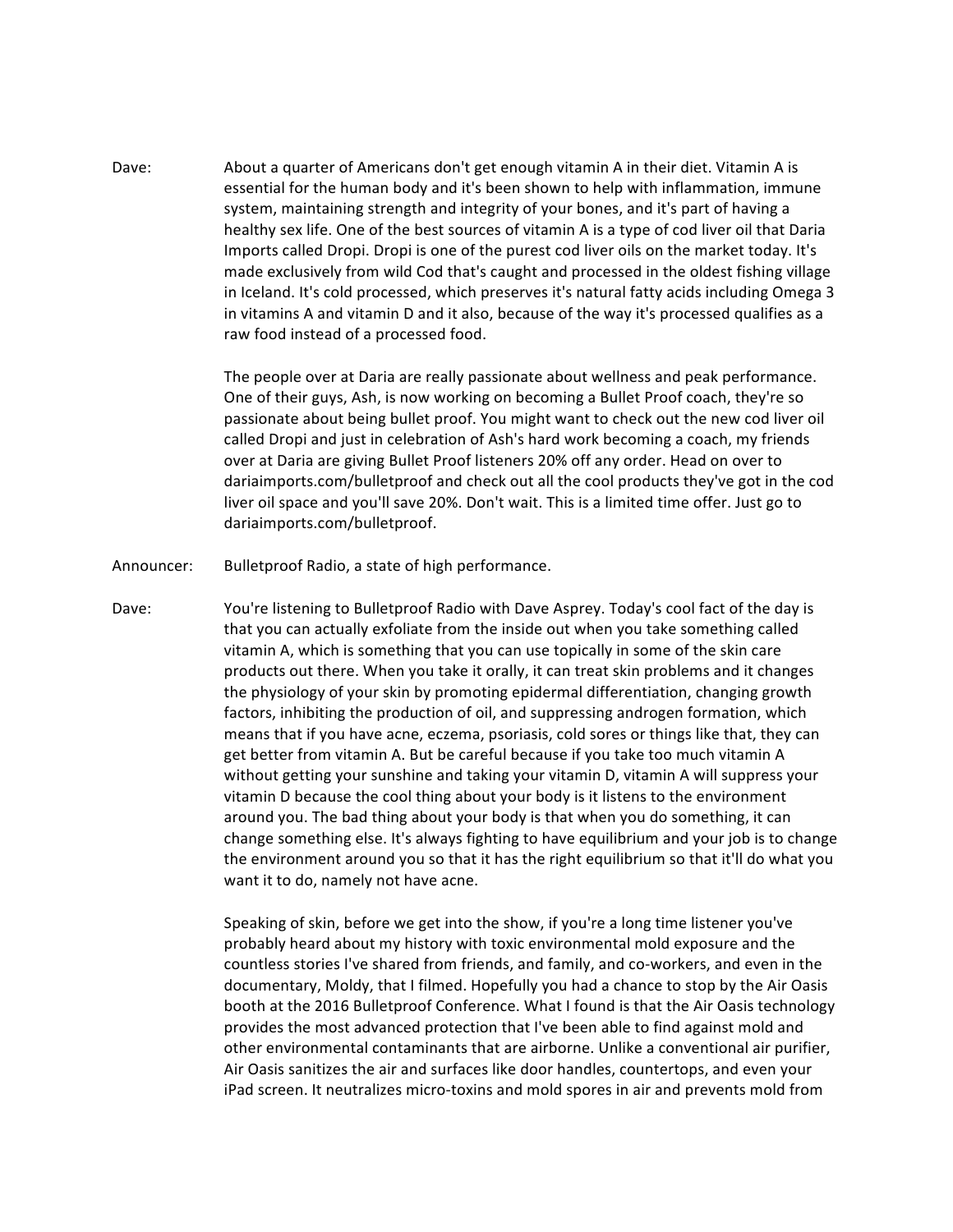Dave: About a quarter of Americans don't get enough vitamin A in their diet. Vitamin A is essential for the human body and it's been shown to help with inflammation, immune system, maintaining strength and integrity of your bones, and it's part of having a healthy sex life. One of the best sources of vitamin A is a type of cod liver oil that Daria Imports called Dropi. Dropi is one of the purest cod liver oils on the market today. It's made exclusively from wild Cod that's caught and processed in the oldest fishing village in Iceland. It's cold processed, which preserves it's natural fatty acids including Omega 3 in vitamins A and vitamin D and it also, because of the way it's processed qualifies as a raw food instead of a processed food.

The people over at Daria are really passionate about wellness and peak performance. One of their guys, Ash, is now working on becoming a Bullet Proof coach, they're so passionate about being bullet proof. You might want to check out the new cod liver oil called Dropi and just in celebration of Ash's hard work becoming a coach, my friends over at Daria are giving Bullet Proof listeners 20% off any order. Head on over to dariaimports.com/bulletproof and check out all the cool products they've got in the cod liver oil space and you'll save 20%. Don't wait. This is a limited time offer. Just go to dariaimports.com/bulletproof.

Announcer: Bulletproof Radio, a state of high performance.

Dave: You're listening to Bulletproof Radio with Dave Asprey. Today's cool fact of the day is that you can actually exfoliate from the inside out when you take something called vitamin A, which is something that you can use topically in some of the skin care products out there. When you take it orally, it can treat skin problems and it changes the physiology of your skin by promoting epidermal differentiation, changing growth factors, inhibiting the production of oil, and suppressing androgen formation, which means that if you have acne, eczema, psoriasis, cold sores or things like that, they can get better from vitamin A. But be careful because if you take too much vitamin A without getting your sunshine and taking your vitamin D, vitamin A will suppress your vitamin D because the cool thing about your body is it listens to the environment around you. The bad thing about your body is that when you do something, it can change something else. It's always fighting to have equilibrium and your job is to change the environment around you so that it has the right equilibrium so that it'll do what you want it to do, namely not have acne.

Speaking of skin, before we get into the show, if you're a long time listener you've probably heard about my history with toxic environmental mold exposure and the countless stories I've shared from friends, and family, and co-workers, and even in the documentary, Moldy, that I filmed. Hopefully you had a chance to stop by the Air Oasis booth at the 2016 Bulletproof Conference. What I found is that the Air Oasis technology provides the most advanced protection that I've been able to find against mold and other environmental contaminants that are airborne. Unlike a conventional air purifier, Air Oasis sanitizes the air and surfaces like door handles, countertops, and even your iPad screen. It neutralizes micro-toxins and mold spores in air and prevents mold from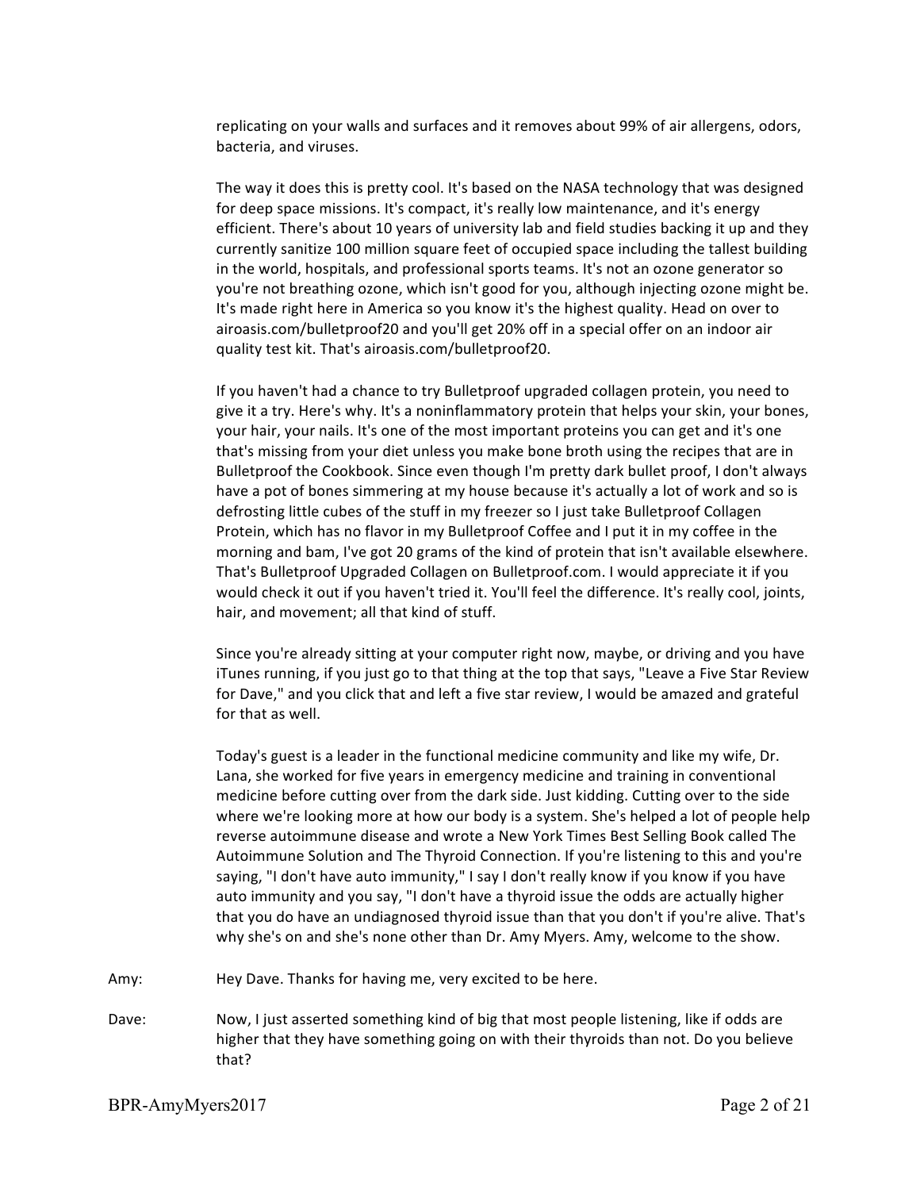replicating on your walls and surfaces and it removes about 99% of air allergens, odors, bacteria, and viruses.

The way it does this is pretty cool. It's based on the NASA technology that was designed for deep space missions. It's compact, it's really low maintenance, and it's energy efficient. There's about 10 years of university lab and field studies backing it up and they currently sanitize 100 million square feet of occupied space including the tallest building in the world, hospitals, and professional sports teams. It's not an ozone generator so you're not breathing ozone, which isn't good for you, although injecting ozone might be. It's made right here in America so you know it's the highest quality. Head on over to airoasis.com/bulletproof20 and you'll get 20% off in a special offer on an indoor air quality test kit. That's airoasis.com/bulletproof20.

If you haven't had a chance to try Bulletproof upgraded collagen protein, you need to give it a try. Here's why. It's a noninflammatory protein that helps your skin, your bones, your hair, your nails. It's one of the most important proteins you can get and it's one that's missing from your diet unless you make bone broth using the recipes that are in Bulletproof the Cookbook. Since even though I'm pretty dark bullet proof, I don't always have a pot of bones simmering at my house because it's actually a lot of work and so is defrosting little cubes of the stuff in my freezer so I just take Bulletproof Collagen Protein, which has no flavor in my Bulletproof Coffee and I put it in my coffee in the morning and bam, I've got 20 grams of the kind of protein that isn't available elsewhere. That's Bulletproof Upgraded Collagen on Bulletproof.com. I would appreciate it if you would check it out if you haven't tried it. You'll feel the difference. It's really cool, joints, hair, and movement; all that kind of stuff.

Since you're already sitting at your computer right now, maybe, or driving and you have iTunes running, if you just go to that thing at the top that says, "Leave a Five Star Review for Dave," and you click that and left a five star review, I would be amazed and grateful for that as well.

Today's guest is a leader in the functional medicine community and like my wife, Dr. Lana, she worked for five years in emergency medicine and training in conventional medicine before cutting over from the dark side. Just kidding. Cutting over to the side where we're looking more at how our body is a system. She's helped a lot of people help reverse autoimmune disease and wrote a New York Times Best Selling Book called The Autoimmune Solution and The Thyroid Connection. If you're listening to this and you're saying, "I don't have auto immunity," I say I don't really know if you know if you have auto immunity and you say, "I don't have a thyroid issue the odds are actually higher that you do have an undiagnosed thyroid issue than that you don't if you're alive. That's why she's on and she's none other than Dr. Amy Myers. Amy, welcome to the show.

Amy: Hey Dave. Thanks for having me, very excited to be here.

Dave: Now, I just asserted something kind of big that most people listening, like if odds are higher that they have something going on with their thyroids than not. Do you believe that?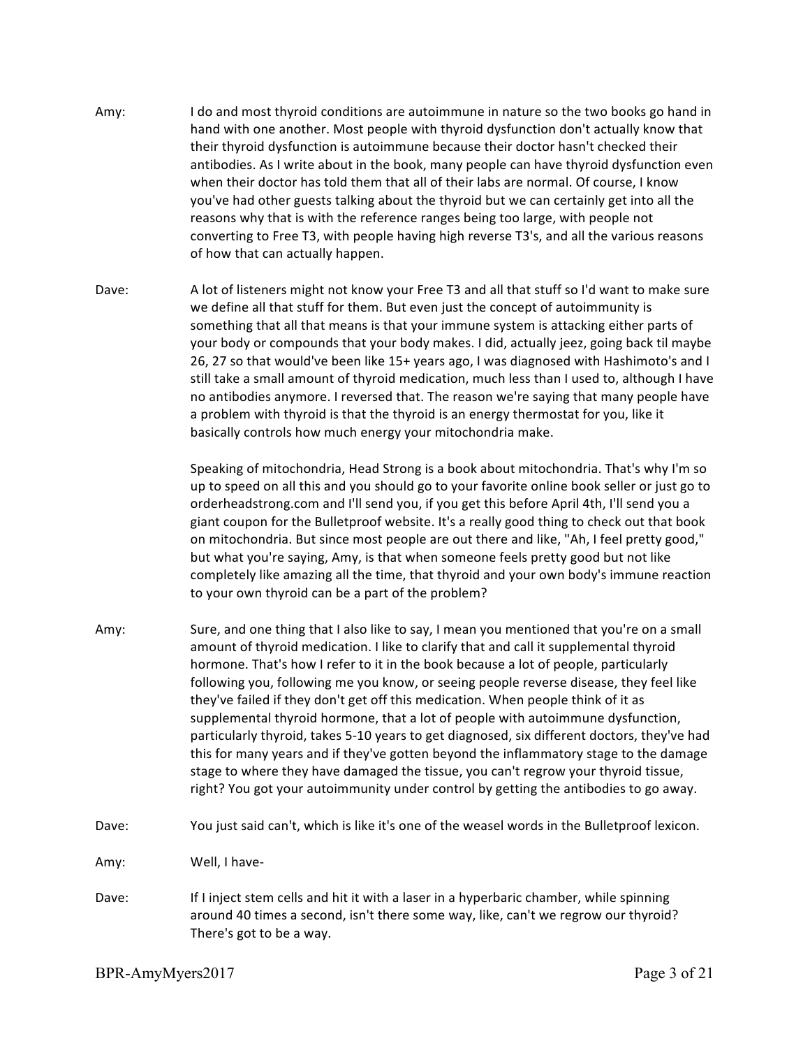Amy: I do and most thyroid conditions are autoimmune in nature so the two books go hand in hand with one another. Most people with thyroid dysfunction don't actually know that their thyroid dysfunction is autoimmune because their doctor hasn't checked their antibodies. As I write about in the book, many people can have thyroid dysfunction even when their doctor has told them that all of their labs are normal. Of course, I know you've had other guests talking about the thyroid but we can certainly get into all the reasons why that is with the reference ranges being too large, with people not converting to Free T3, with people having high reverse T3's, and all the various reasons of how that can actually happen.

Dave: A lot of listeners might not know your Free T3 and all that stuff so I'd want to make sure we define all that stuff for them. But even just the concept of autoimmunity is something that all that means is that your immune system is attacking either parts of your body or compounds that your body makes. I did, actually jeez, going back til maybe 26, 27 so that would've been like 15+ years ago, I was diagnosed with Hashimoto's and I still take a small amount of thyroid medication, much less than I used to, although I have no antibodies anymore. I reversed that. The reason we're saying that many people have a problem with thyroid is that the thyroid is an energy thermostat for you, like it basically controls how much energy your mitochondria make.

Speaking of mitochondria, Head Strong is a book about mitochondria. That's why I'm so up to speed on all this and you should go to your favorite online book seller or just go to orderheadstrong.com and I'll send you, if you get this before April 4th, I'll send you a giant coupon for the Bulletproof website. It's a really good thing to check out that book on mitochondria. But since most people are out there and like, "Ah, I feel pretty good," but what you're saying, Amy, is that when someone feels pretty good but not like completely like amazing all the time, that thyroid and your own body's immune reaction to your own thyroid can be a part of the problem?

Amy: Sure, and one thing that I also like to say, I mean you mentioned that you're on a small amount of thyroid medication. I like to clarify that and call it supplemental thyroid hormone. That's how I refer to it in the book because a lot of people, particularly following you, following me you know, or seeing people reverse disease, they feel like they've failed if they don't get off this medication. When people think of it as supplemental thyroid hormone, that a lot of people with autoimmune dysfunction, particularly thyroid, takes 5-10 years to get diagnosed, six different doctors, they've had this for many years and if they've gotten beyond the inflammatory stage to the damage stage to where they have damaged the tissue, you can't regrow your thyroid tissue, right? You got your autoimmunity under control by getting the antibodies to go away.

Dave: You just said can't, which is like it's one of the weasel words in the Bulletproof lexicon.

Amy: Well, I have-

Dave: If I inject stem cells and hit it with a laser in a hyperbaric chamber, while spinning around 40 times a second, isn't there some way, like, can't we regrow our thyroid? There's got to be a way.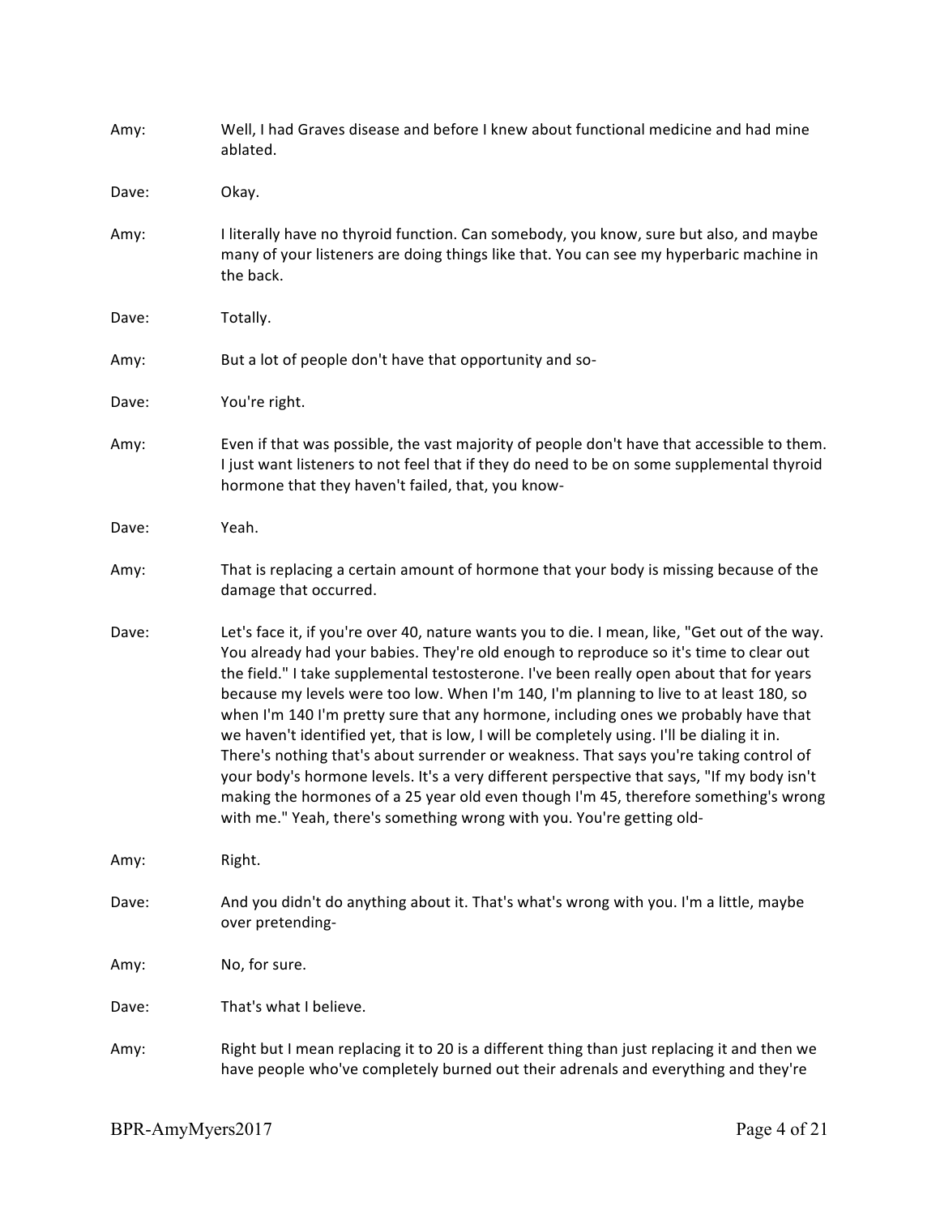**Amy:** Well, I had Graves disease and before I knew about functional medicine and had mine ablated.

**Dave:** Okay.

**Amy:** I literally have no thyroid function. Can somebody, you know, sure but also, and maybe many of your listeners are doing things like that. You can see my hyperbaric machine in the back.

**Dave:** Totally.

**Amy:** But a lot of people don't have that opportunity and so-

**Dave:** You're right.

**Amy:** Even if that was possible, the vast majority of people don't have that accessible to them. I just want listeners to not feel that if they do need to be on some supplemental thyroid hormone that they haven't failed, that, you know-

**Dave:** Yeah.

**Amy:** That is replacing a certain amount of hormone that your body is missing because of the damage that occurred.

**Dave:** Let's face it, if you're over 40, nature wants you to die. I mean, like, "Get out of the way. You already had your babies. They're old enough to reproduce so it's time to clear out the field." I take supplemental testosterone. I've been really open about that for years because my levels were too low. When I'm 140, I'm planning to live to at least 180, so when I'm 140 I'm pretty sure that any hormone, including ones we probably have that we haven't identified yet, that is low, I will be completely using. I'll be dialing it in. There's nothing that's about surrender or weakness. That says you're taking control of your body's hormone levels. It's a very different perspective that says, "If my body isn't making the hormones of a 25 year old even though I'm 45, therefore something's wrong with me." Yeah, there's something wrong with you. You're getting old-

**Amy:** Right.

**Dave:** And you didn't do anything about it. That's what's wrong with you. I'm a little, maybe over pretending-

**Amy:** No, for sure.

**Dave:** That's what I believe.

**Amy:** Right but I mean replacing it to 20 is a different thing than just replacing it and then we have people who've completely burned out their adrenals and everything and they're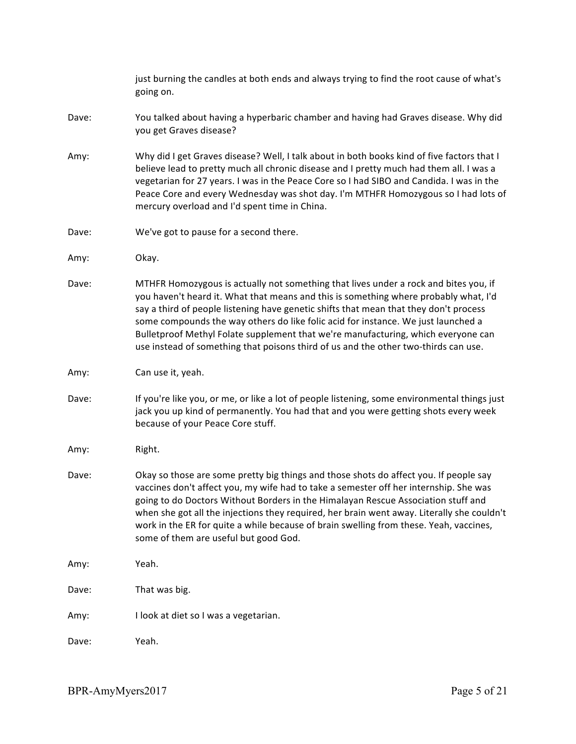just burning the candles at both ends and always trying to find the root cause of what's going on.

Dave: You talked about having a hyperbaric chamber and having had Graves disease. Why did you get Graves disease?

Amy: Why did I get Graves disease? Well, I talk about in both books kind of five factors that I believe lead to pretty much all chronic disease and I pretty much had them all. I was a vegetarian for 27 years. I was in the Peace Core so I had SIBO and Candida. I was in the Peace Core and every Wednesday was shot day. I'm MTHFR Homozygous so I had lots of mercury overload and I'd spent time in China.

Dave: We've got to pause for a second there.

Amy: Okay.

Dave: MTHFR Homozygous is actually not something that lives under a rock and bites you, if you haven't heard it. What that means and this is something where probably what, I'd say a third of people listening have genetic shifts that mean that they don't process some compounds the way others do like folic acid for instance. We just launched a Bulletproof Methyl Folate supplement that we're manufacturing, which everyone can use instead of something that poisons third of us and the other two-thirds can use.

Amy: Can use it, yeah.

Dave: If you're like you, or me, or like a lot of people listening, some environmental things just jack you up kind of permanently. You had that and you were getting shots every week because of your Peace Core stuff.

Amy: Right.

Dave: Okay so those are some pretty big things and those shots do affect you. If people say vaccines don't affect you, my wife had to take a semester off her internship. She was going to do Doctors Without Borders in the Himalayan Rescue Association stuff and when she got all the injections they required, her brain went away. Literally she couldn't work in the ER for quite a while because of brain swelling from these. Yeah, vaccines, some of them are useful but good God.

Amy: Yeah.

Dave: That was big.

Amy: I look at diet so I was a vegetarian.

Dave: Yeah.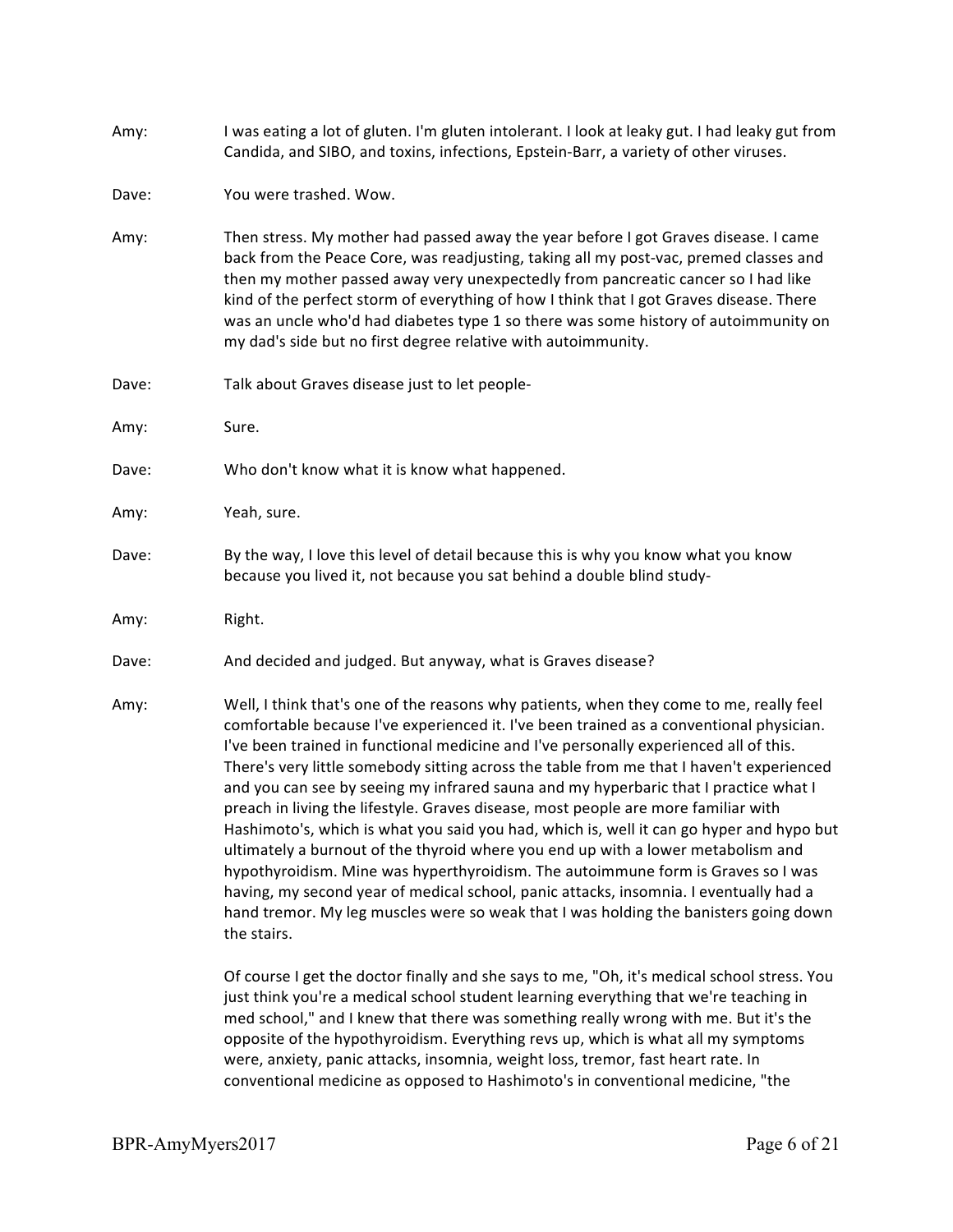Amy: I was eating a lot of gluten. I'm gluten intolerant. I look at leaky gut. I had leaky gut from Candida, and SIBO, and toxins, infections, Epstein-Barr, a variety of other viruses.

Dave: You were trashed. Wow.

Amy: Then stress. My mother had passed away the year before I got Graves disease. I came back from the Peace Core, was readjusting, taking all my post-vac, premed classes and then my mother passed away very unexpectedly from pancreatic cancer so I had like kind of the perfect storm of everything of how I think that I got Graves disease. There was an uncle who'd had diabetes type 1 so there was some history of autoimmunity on my dad's side but no first degree relative with autoimmunity.

Dave: Talk about Graves disease just to let people-

Amy: Sure.

Dave: Who don't know what it is know what happened.

Amy: Yeah, sure.

Dave: By the way, I love this level of detail because this is why you know what you know because you lived it, not because you sat behind a double blind study-

Amy: Right.

Dave: And decided and judged. But anyway, what is Graves disease?

Amy: Well, I think that's one of the reasons why patients, when they come to me, really feel comfortable because I've experienced it. I've been trained as a conventional physician. I've been trained in functional medicine and I've personally experienced all of this. There's very little somebody sitting across the table from me that I haven't experienced and you can see by seeing my infrared sauna and my hyperbaric that I practice what I preach in living the lifestyle. Graves disease, most people are more familiar with Hashimoto's, which is what you said you had, which is, well it can go hyper and hypo but ultimately a burnout of the thyroid where you end up with a lower metabolism and hypothyroidism. Mine was hyperthyroidism. The autoimmune form is Graves so I was having, my second year of medical school, panic attacks, insomnia. I eventually had a hand tremor. My leg muscles were so weak that I was holding the banisters going down the stairs.

Of course I get the doctor finally and she says to me, "Oh, it's medical school stress. You just think you're a medical school student learning everything that we're teaching in med school," and I knew that there was something really wrong with me. But it's the opposite of the hypothyroidism. Everything revs up, which is what all my symptoms were, anxiety, panic attacks, insomnia, weight loss, tremor, fast heart rate. In conventional medicine as opposed to Hashimoto's in conventional medicine, "the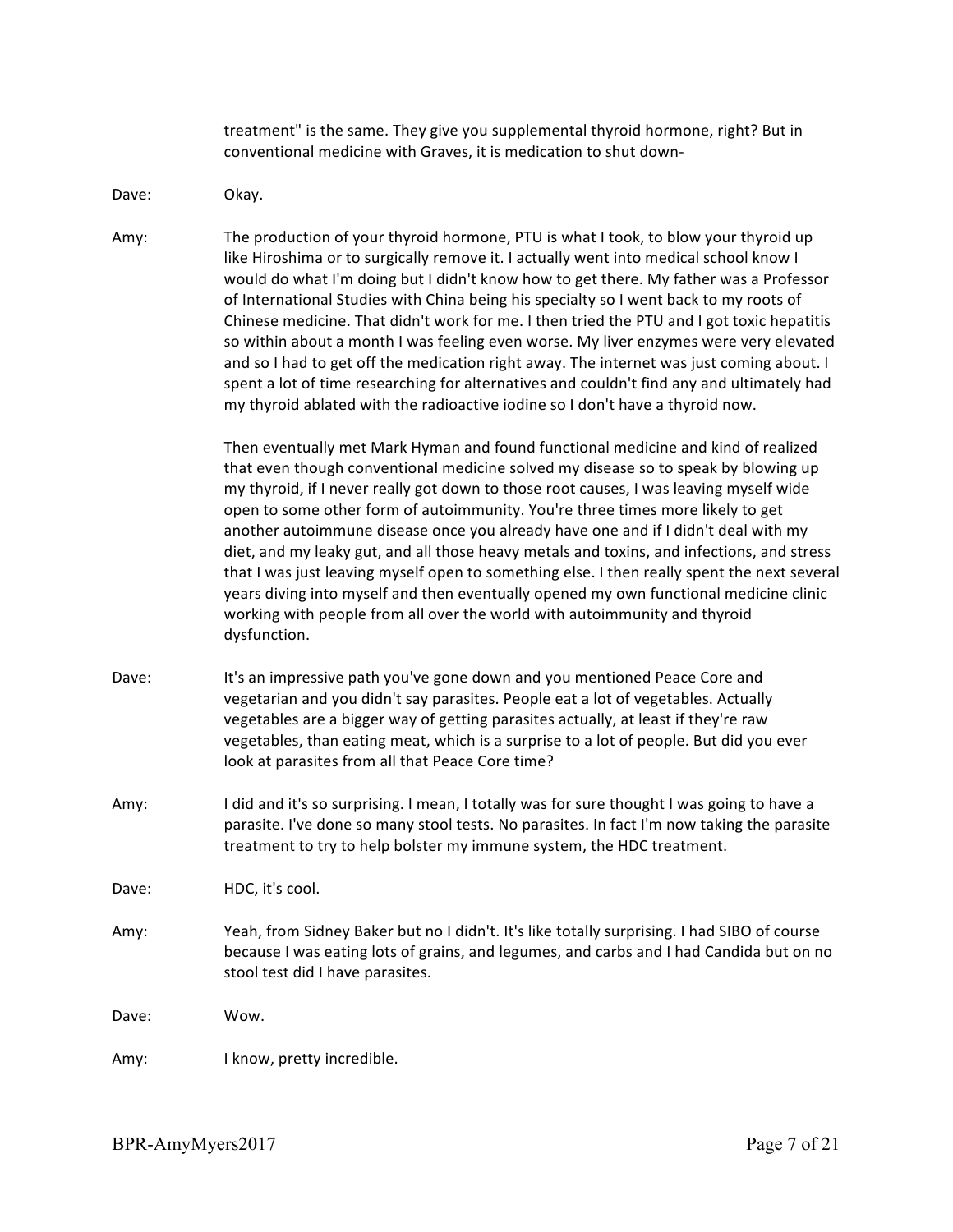treatment" is the same. They give you supplemental thyroid hormone, right? But in conventional medicine with Graves, it is medication to shut down-

Dave: Okay.

Amy: The production of your thyroid hormone, PTU is what I took, to blow your thyroid up like Hiroshima or to surgically remove it. I actually went into medical school know I would do what I'm doing but I didn't know how to get there. My father was a Professor of International Studies with China being his specialty so I went back to my roots of Chinese medicine. That didn't work for me. I then tried the PTU and I got toxic hepatitis so within about a month I was feeling even worse. My liver enzymes were very elevated and so I had to get off the medication right away. The internet was just coming about. I spent a lot of time researching for alternatives and couldn't find any and ultimately had my thyroid ablated with the radioactive iodine so I don't have a thyroid now.

Then eventually met Mark Hyman and found functional medicine and kind of realized that even though conventional medicine solved my disease so to speak by blowing up my thyroid, if I never really got down to those root causes, I was leaving myself wide open to some other form of autoimmunity. You're three times more likely to get another autoimmune disease once you already have one and if I didn't deal with my diet, and my leaky gut, and all those heavy metals and toxins, and infections, and stress that I was just leaving myself open to something else. I then really spent the next several years diving into myself and then eventually opened my own functional medicine clinic working with people from all over the world with autoimmunity and thyroid dysfunction.

Dave: It's an impressive path you've gone down and you mentioned Peace Core and vegetarian and you didn't say parasites. People eat a lot of vegetables. Actually vegetables are a bigger way of getting parasites actually, at least if they're raw vegetables, than eating meat, which is a surprise to a lot of people. But did you ever look at parasites from all that Peace Core time?

Amy: I did and it's so surprising. I mean, I totally was for sure thought I was going to have a parasite. I've done so many stool tests. No parasites. In fact I'm now taking the parasite treatment to try to help bolster my immune system, the HDC treatment.

Dave: HDC, it's cool.

Amy: Yeah, from Sidney Baker but no I didn't. It's like totally surprising. I had SIBO of course because I was eating lots of grains, and legumes, and carbs and I had Candida but on no stool test did I have parasites.

Dave: Wow.

Amy: I know, pretty incredible.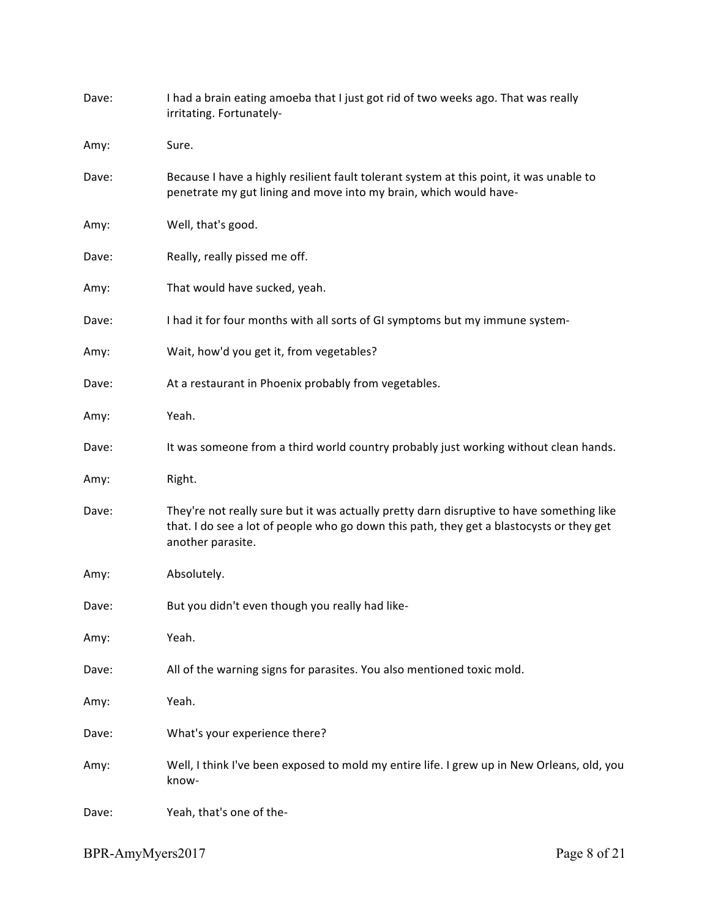Dave: I had a brain eating amoeba that I just got rid of two weeks ago. That was really irritating. Fortunately-

Amy: Sure.

Dave: Because I have a highly resilient fault tolerant system at this point, it was unable to penetrate my gut lining and move into my brain, which would have-

Amy: Well, that's good.

Dave: Really, really pissed me off.

Amy: That would have sucked, yeah.

Dave: I had it for four months with all sorts of GI symptoms but my immune system-

Amy: Wait, how'd you get it, from vegetables?

Dave: At a restaurant in Phoenix probably from vegetables.

Amy: Yeah.

Dave: It was someone from a third world country probably just working without clean hands.

Amy: Right.

Dave: They're not really sure but it was actually pretty darn disruptive to have something like that. I do see a lot of people who go down this path, they get a blastocysts or they get another parasite.

Amy: Absolutely.

Dave: But you didn't even though you really had like-

Amy: Yeah.

Dave: All of the warning signs for parasites. You also mentioned toxic mold.

Amy: Yeah.

Dave: What's your experience there?

Amy: Well, I think I've been exposed to mold my entire life. I grew up in New Orleans, old, you know-

Dave: Yeah, that's one of the-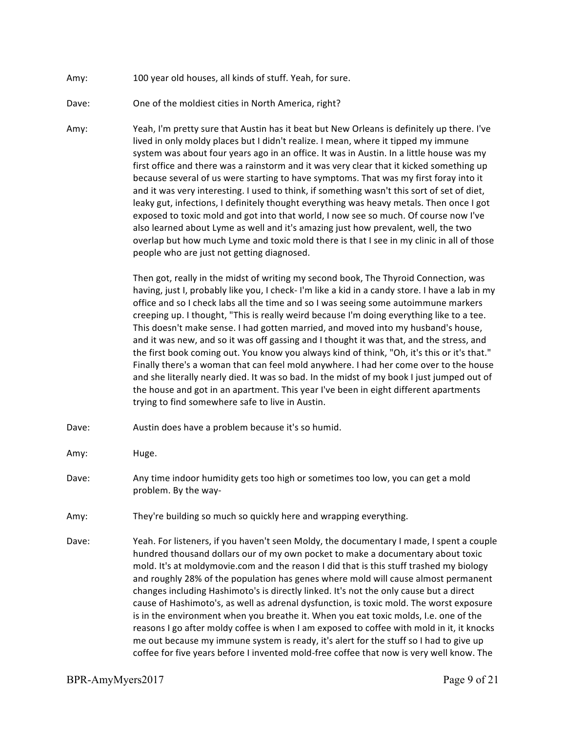Amy: 100 year old houses, all kinds of stuff. Yeah, for sure.

Dave: One of the moldiest cities in North America, right?

Amy: Yeah, I'm pretty sure that Austin has it beat but New Orleans is definitely up there. I've lived in only moldy places but I didn't realize. I mean, where it tipped my immune system was about four years ago in an office. It was in Austin. In a little house was my first office and there was a rainstorm and it was very clear that it kicked something up because several of us were starting to have symptoms. That was my first foray into it and it was very interesting. I used to think, if something wasn't this sort of set of diet, leaky gut, infections, I definitely thought everything was heavy metals. Then once I got exposed to toxic mold and got into that world, I now see so much. Of course now I've also learned about Lyme as well and it's amazing just how prevalent, well, the two overlap but how much Lyme and toxic mold there is that I see in my clinic in all of those people who are just not getting diagnosed.

Then got, really in the midst of writing my second book, The Thyroid Connection, was having, just I, probably like you, I check- I'm like a kid in a candy store. I have a lab in my office and so I check labs all the time and so I was seeing some autoimmune markers creeping up. I thought, "This is really weird because I'm doing everything like to a tee. This doesn't make sense. I had gotten married, and moved into my husband's house, and it was new, and so it was off gassing and I thought it was that, and the stress, and the first book coming out. You know you always kind of think, "Oh, it's this or it's that." Finally there's a woman that can feel mold anywhere. I had her come over to the house and she literally nearly died. It was so bad. In the midst of my book I just jumped out of the house and got in an apartment. This year I've been in eight different apartments trying to find somewhere safe to live in Austin.

Dave: Austin does have a problem because it's so humid.

Amy: Huge.

Dave: Any time indoor humidity gets too high or sometimes too low, you can get a mold problem. By the way-

Amy: They're building so much so quickly here and wrapping everything.

Dave: Yeah. For listeners, if you haven't seen Moldy, the documentary I made, I spent a couple hundred thousand dollars our of my own pocket to make a documentary about toxic mold. It's at moldymovie.com and the reason I did that is this stuff trashed my biology and roughly 28% of the population has genes where mold will cause almost permanent changes including Hashimoto's is directly linked. It's not the only cause but a direct cause of Hashimoto's, as well as adrenal dysfunction, is toxic mold. The worst exposure is in the environment when you breathe it. When you eat toxic molds, I.e. one of the reasons I go after moldy coffee is when I am exposed to coffee with mold in it, it knocks me out because my immune system is ready, it's alert for the stuff so I had to give up coffee for five years before I invented mold-free coffee that now is very well know. The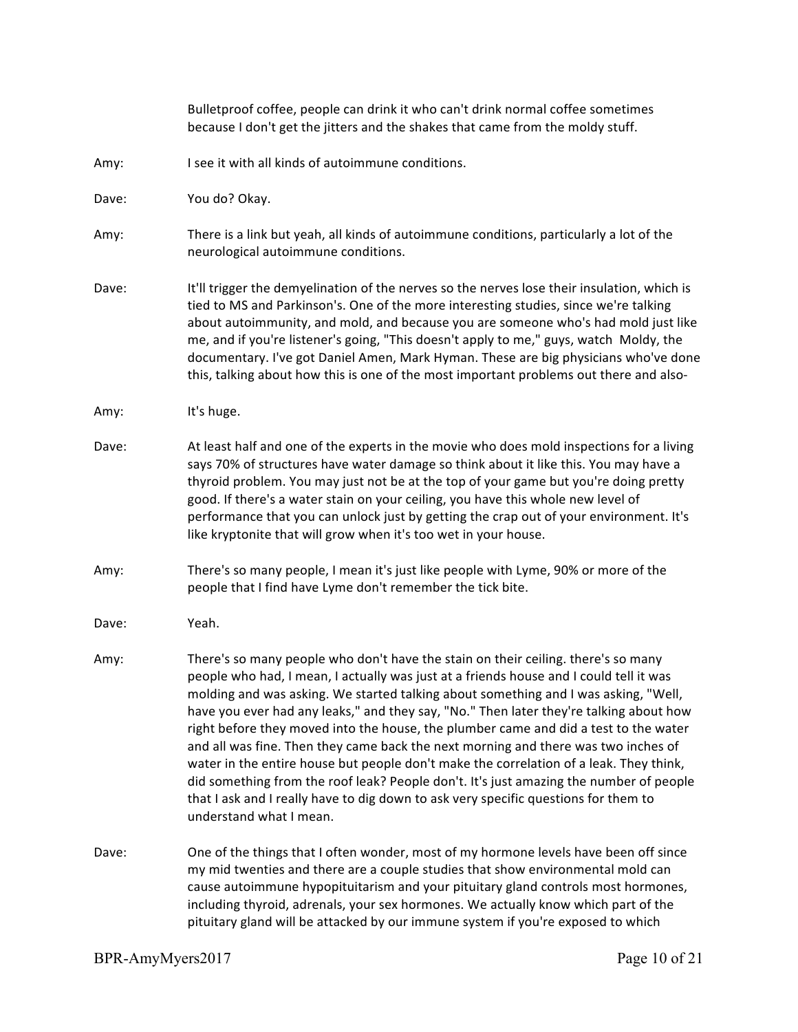Bulletproof coffee, people can drink it who can't drink normal coffee sometimes because I don't get the jitters and the shakes that came from the moldy stuff.

Amy: I see it with all kinds of autoimmune conditions.

Dave: You do? Okay.

Amy: There is a link but yeah, all kinds of autoimmune conditions, particularly a lot of the neurological autoimmune conditions.

Dave: It'll trigger the demyelination of the nerves so the nerves lose their insulation, which is tied to MS and Parkinson's. One of the more interesting studies, since we're talking about autoimmunity, and mold, and because you are someone who's had mold just like me, and if you're listener's going, "This doesn't apply to me," guys, watch Moldy, the documentary. I've got Daniel Amen, Mark Hyman. These are big physicians who've done this, talking about how this is one of the most important problems out there and also-

Amy: It's huge.

Dave: At least half and one of the experts in the movie who does mold inspections for a living says 70% of structures have water damage so think about it like this. You may have a thyroid problem. You may just not be at the top of your game but you're doing pretty good. If there's a water stain on your ceiling, you have this whole new level of performance that you can unlock just by getting the crap out of your environment. It's like kryptonite that will grow when it's too wet in your house.

Amy: There's so many people, I mean it's just like people with Lyme, 90% or more of the people that I find have Lyme don't remember the tick bite.

Dave: Yeah.

Amy: There's so many people who don't have the stain on their ceiling. there's so many people who had, I mean, I actually was just at a friends house and I could tell it was molding and was asking. We started talking about something and I was asking, "Well, have you ever had any leaks," and they say, "No." Then later they're talking about how right before they moved into the house, the plumber came and did a test to the water and all was fine. Then they came back the next morning and there was two inches of water in the entire house but people don't make the correlation of a leak. They think, did something from the roof leak? People don't. It's just amazing the number of people that I ask and I really have to dig down to ask very specific questions for them to understand what I mean.

Dave: One of the things that I often wonder, most of my hormone levels have been off since my mid twenties and there are a couple studies that show environmental mold can cause autoimmune hypopituitarism and your pituitary gland controls most hormones, including thyroid, adrenals, your sex hormones. We actually know which part of the pituitary gland will be attacked by our immune system if you're exposed to which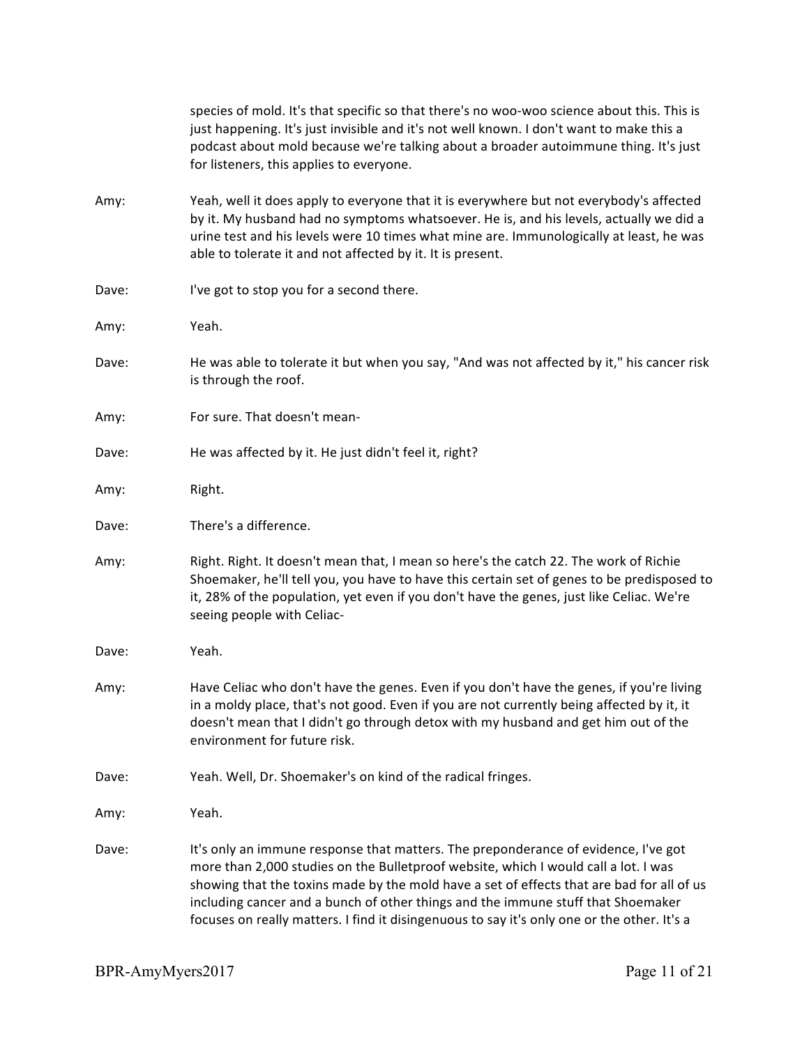species of mold. It's that specific so that there's no woo-woo science about this. This is just happening. It's just invisible and it's not well known. I don't want to make this a podcast about mold because we're talking about a broader autoimmune thing. It's just for listeners, this applies to everyone.

**Amy:** Yeah, well it does apply to everyone that it is everywhere but not everybody's affected by it. My husband had no symptoms whatsoever. He is, and his levels, actually we did a urine test and his levels were 10 times what mine are. Immunologically at least, he was able to tolerate it and not affected by it. It is present.

**Dave:** I've got to stop you for a second there.

**Amy:** Yeah.

**Dave:** He was able to tolerate it but when you say, "And was not affected by it," his cancer risk is through the roof.

**Amy:** For sure. That doesn't mean-

**Dave:** He was affected by it. He just didn't feel it, right?

**Amy:** Right.

**Dave:** There's a difference.

**Amy:** Right. Right. It doesn't mean that, I mean so here's the catch 22. The work of Richie Shoemaker, he'll tell you, you have to have this certain set of genes to be predisposed to it, 28% of the population, yet even if you don't have the genes, just like Celiac. We're seeing people with Celiac-

**Dave:** Yeah.

**Amy:** Have Celiac who don't have the genes. Even if you don't have the genes, if you're living in a moldy place, that's not good. Even if you are not currently being affected by it, it doesn't mean that I didn't go through detox with my husband and get him out of the environment for future risk.

**Dave:** Yeah. Well, Dr. Shoemaker's on kind of the radical fringes.

**Amy:** Yeah.

**Dave:** It's only an immune response that matters. The preponderance of evidence, I've got more than 2,000 studies on the Bulletproof website, which I would call a lot. I was showing that the toxins made by the mold have a set of effects that are bad for all of us including cancer and a bunch of other things and the immune stuff that Shoemaker focuses on really matters. I find it disingenuous to say it's only one or the other. It's a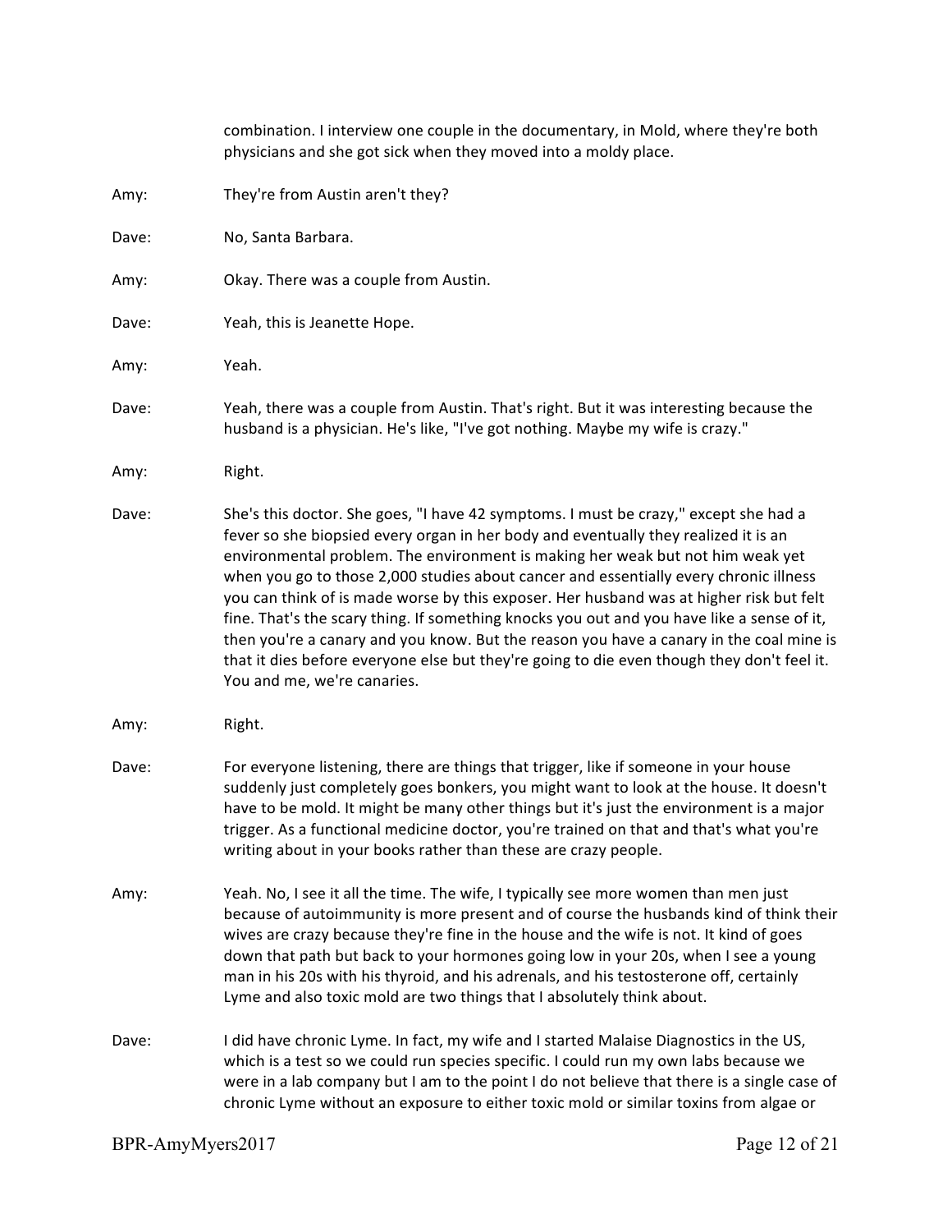combination. I interview one couple in the documentary, in Mold, where they're both physicians and she got sick when they moved into a moldy place.

Amy: They're from Austin aren't they?

Dave: No, Santa Barbara.

Amy: Okay. There was a couple from Austin.

Dave: Yeah, this is Jeanette Hope.

Amy: Yeah.

Dave: Yeah, there was a couple from Austin. That's right. But it was interesting because the husband is a physician. He's like, "I've got nothing. Maybe my wife is crazy."

Amy: Right.

Dave: She's this doctor. She goes, "I have 42 symptoms. I must be crazy," except she had a fever so she biopsied every organ in her body and eventually they realized it is an environmental problem. The environment is making her weak but not him weak yet when you go to those 2,000 studies about cancer and essentially every chronic illness you can think of is made worse by this exposer. Her husband was at higher risk but felt fine. That's the scary thing. If something knocks you out and you have like a sense of it, then you're a canary and you know. But the reason you have a canary in the coal mine is that it dies before everyone else but they're going to die even though they don't feel it. You and me, we're canaries.

Amy: Right.

Dave: For everyone listening, there are things that trigger, like if someone in your house suddenly just completely goes bonkers, you might want to look at the house. It doesn't have to be mold. It might be many other things but it's just the environment is a major trigger. As a functional medicine doctor, you're trained on that and that's what you're writing about in your books rather than these are crazy people.

Amy: Yeah. No, I see it all the time. The wife, I typically see more women than men just because of autoimmunity is more present and of course the husbands kind of think their wives are crazy because they're fine in the house and the wife is not. It kind of goes down that path but back to your hormones going low in your 20s, when I see a young man in his 20s with his thyroid, and his adrenals, and his testosterone off, certainly Lyme and also toxic mold are two things that I absolutely think about.

Dave: I did have chronic Lyme. In fact, my wife and I started Malaise Diagnostics in the US, which is a test so we could run species specific. I could run my own labs because we were in a lab company but I am to the point I do not believe that there is a single case of chronic Lyme without an exposure to either toxic mold or similar toxins from algae or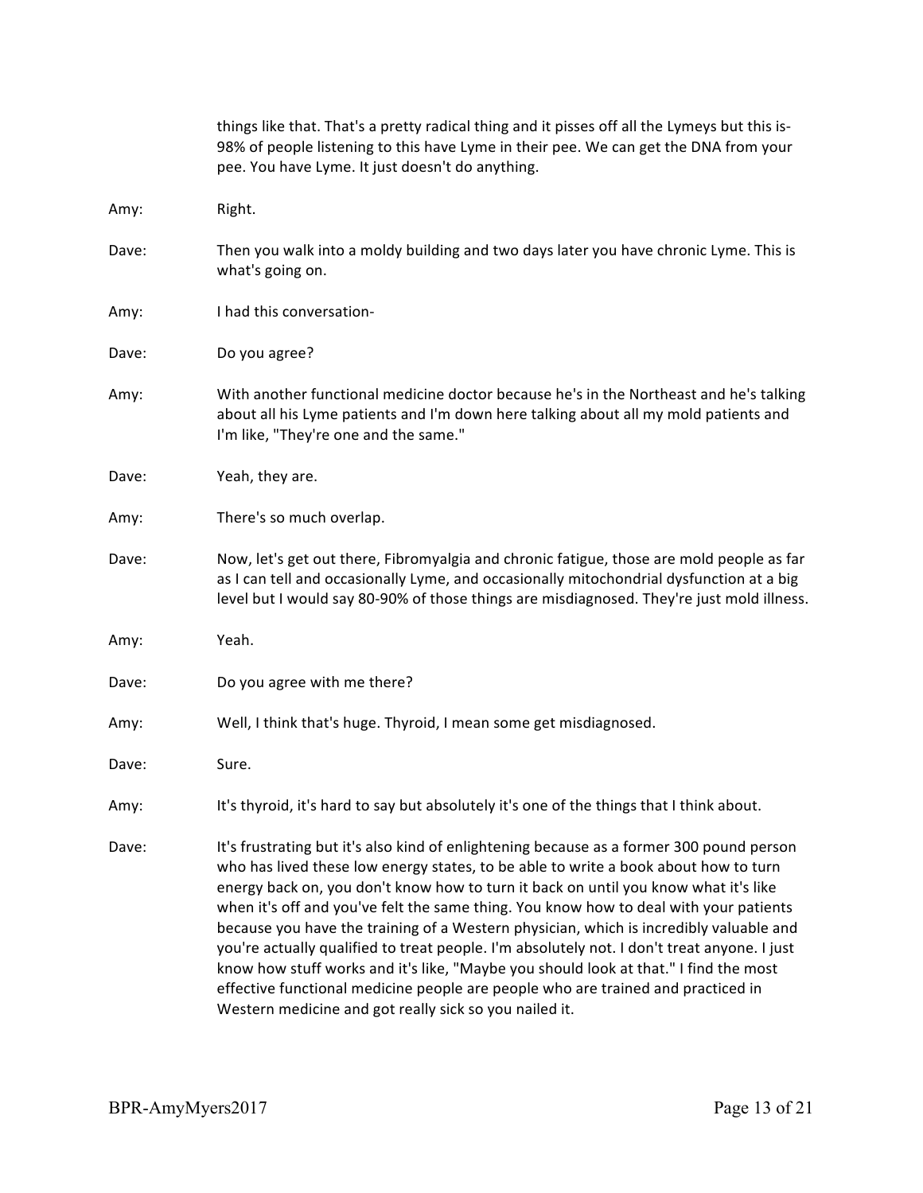things like that. That's a pretty radical thing and it pisses off all the Lymeys but this is- 98% of people listening to this have Lyme in their pee. We can get the DNA from your pee. You have Lyme. It just doesn't do anything.

Amy: Right.

Dave: Then you walk into a moldy building and two days later you have chronic Lyme. This is what's going on.

Amy: I had this conversation-

Dave: Do you agree?

Amy: With another functional medicine doctor because he's in the Northeast and he's talking about all his Lyme patients and I'm down here talking about all my mold patients and I'm like, "They're one and the same."

Dave: Yeah, they are.

Amy: There's so much overlap.

Dave: Now, let's get out there, Fibromyalgia and chronic fatigue, those are mold people as far as I can tell and occasionally Lyme, and occasionally mitochondrial dysfunction at a big level but I would say 80-90% of those things are misdiagnosed. They're just mold illness.

Amy: Yeah.

Dave: Do you agree with me there?

Amy: Well, I think that's huge. Thyroid, I mean some get misdiagnosed.

Dave: Sure.

Amy: It's thyroid, it's hard to say but absolutely it's one of the things that I think about.

Dave: It's frustrating but it's also kind of enlightening because as a former 300 pound person who has lived these low energy states, to be able to write a book about how to turn energy back on, you don't know how to turn it back on until you know what it's like when it's off and you've felt the same thing. You know how to deal with your patients because you have the training of a Western physician, which is incredibly valuable and you're actually qualified to treat people. I'm absolutely not. I don't treat anyone. I just know how stuff works and it's like, "Maybe you should look at that." I find the most effective functional medicine people are people who are trained and practiced in Western medicine and got really sick so you nailed it.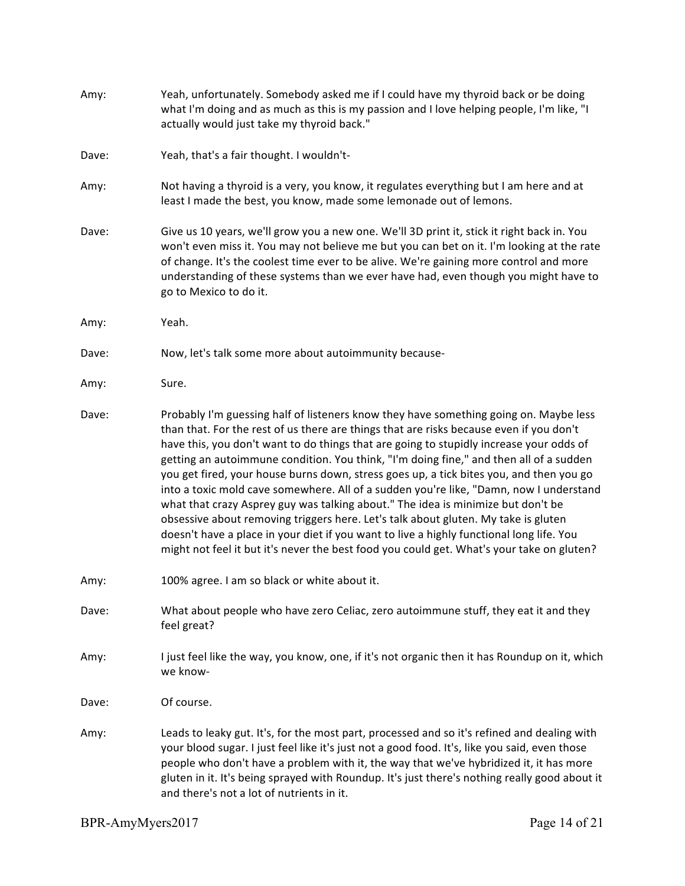Amy: Yeah, unfortunately. Somebody asked me if I could have my thyroid back or be doing what I'm doing and as much as this is my passion and I love helping people, I'm like, "I actually would just take my thyroid back."

Dave: Yeah, that's a fair thought. I wouldn't-

Amy: Not having a thyroid is a very, you know, it regulates everything but I am here and at least I made the best, you know, made some lemonade out of lemons.

Dave: Give us 10 years, we'll grow you a new one. We'll 3D print it, stick it right back in. You won't even miss it. You may not believe me but you can bet on it. I'm looking at the rate of change. It's the coolest time ever to be alive. We're gaining more control and more understanding of these systems than we ever have had, even though you might have to go to Mexico to do it.

Amy: Yeah.

Dave: Now, let's talk some more about autoimmunity because-

Amy: Sure.

Dave: Probably I'm guessing half of listeners know they have something going on. Maybe less than that. For the rest of us there are things that are risks because even if you don't have this, you don't want to do things that are going to stupidly increase your odds of getting an autoimmune condition. You think, "I'm doing fine," and then all of a sudden you get fired, your house burns down, stress goes up, a tick bites you, and then you go into a toxic mold cave somewhere. All of a sudden you're like, "Damn, now I understand what that crazy Asprey guy was talking about." The idea is minimize but don't be obsessive about removing triggers here. Let's talk about gluten. My take is gluten doesn't have a place in your diet if you want to live a highly functional long life. You might not feel it but it's never the best food you could get. What's your take on gluten?

Amy: 100% agree. I am so black or white about it.

Dave: What about people who have zero Celiac, zero autoimmune stuff, they eat it and they feel great?

Amy: I just feel like the way, you know, one, if it's not organic then it has Roundup on it, which we know-

Dave: Of course.

Amy: Leads to leaky gut. It's, for the most part, processed and so it's refined and dealing with your blood sugar. I just feel like it's just not a good food. It's, like you said, even those people who don't have a problem with it, the way that we've hybridized it, it has more gluten in it. It's being sprayed with Roundup. It's just there's nothing really good about it and there's not a lot of nutrients in it.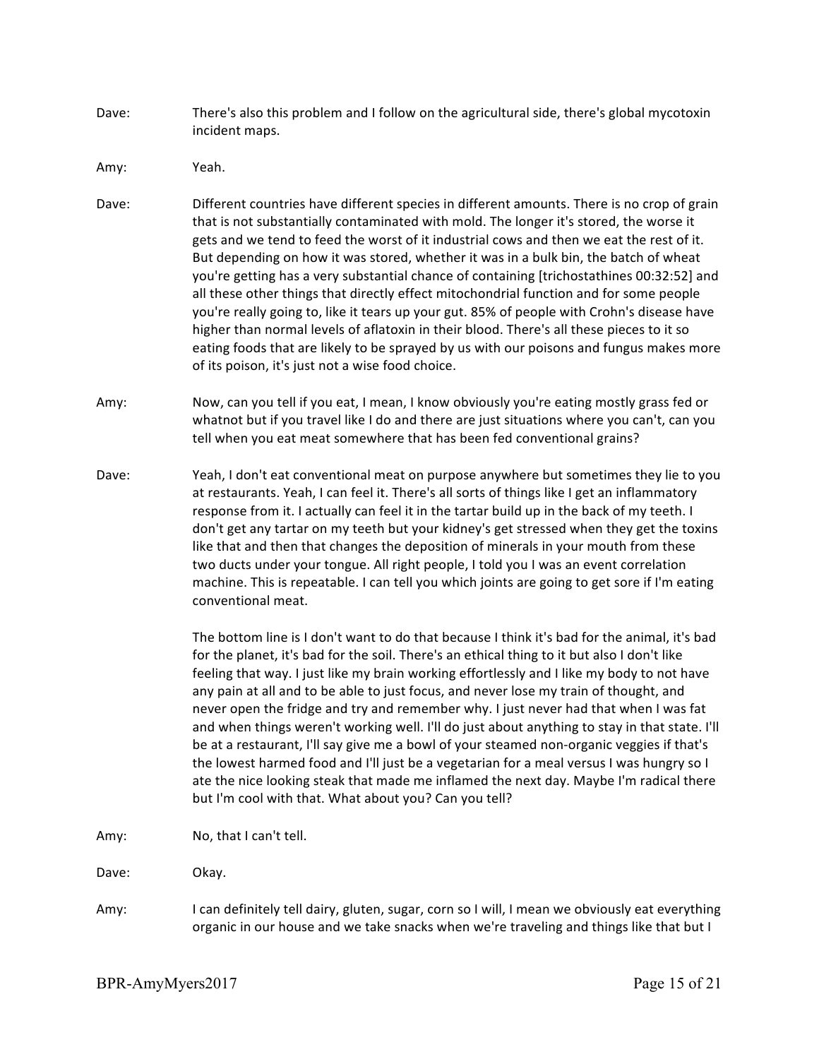Dave: There's also this problem and I follow on the agricultural side, there's global mycotoxin incident maps.

Amy: Yeah.

Dave: Different countries have different species in different amounts. There is no crop of grain that is not substantially contaminated with mold. The longer it's stored, the worse it gets and we tend to feed the worst of it industrial cows and then we eat the rest of it. But depending on how it was stored, whether it was in a bulk bin, the batch of wheat you're getting has a very substantial chance of containing [trichostathines 00:32:52] and all these other things that directly effect mitochondrial function and for some people you're really going to, like it tears up your gut. 85% of people with Crohn's disease have higher than normal levels of aflatoxin in their blood. There's all these pieces to it so eating foods that are likely to be sprayed by us with our poisons and fungus makes more of its poison, it's just not a wise food choice.

Amy: Now, can you tell if you eat, I mean, I know obviously you're eating mostly grass fed or whatnot but if you travel like I do and there are just situations where you can't, can you tell when you eat meat somewhere that has been fed conventional grains?

Dave: Yeah, I don't eat conventional meat on purpose anywhere but sometimes they lie to you at restaurants. Yeah, I can feel it. There's all sorts of things like I get an inflammatory response from it. I actually can feel it in the tartar build up in the back of my teeth. I don't get any tartar on my teeth but your kidney's get stressed when they get the toxins like that and then that changes the deposition of minerals in your mouth from these two ducts under your tongue. All right people, I told you I was an event correlation machine. This is repeatable. I can tell you which joints are going to get sore if I'm eating conventional meat.

The bottom line is I don't want to do that because I think it's bad for the animal, it's bad for the planet, it's bad for the soil. There's an ethical thing to it but also I don't like feeling that way. I just like my brain working effortlessly and I like my body to not have any pain at all and to be able to just focus, and never lose my train of thought, and never open the fridge and try and remember why. I just never had that when I was fat and when things weren't working well. I'll do just about anything to stay in that state. I'll be at a restaurant, I'll say give me a bowl of your steamed non-organic veggies if that's the lowest harmed food and I'll just be a vegetarian for a meal versus I was hungry so I ate the nice looking steak that made me inflamed the next day. Maybe I'm radical there but I'm cool with that. What about you? Can you tell?

Amy: No, that I can't tell.

Dave: Okay.

Amy: I can definitely tell dairy, gluten, sugar, corn so I will, I mean we obviously eat everything organic in our house and we take snacks when we're traveling and things like that but I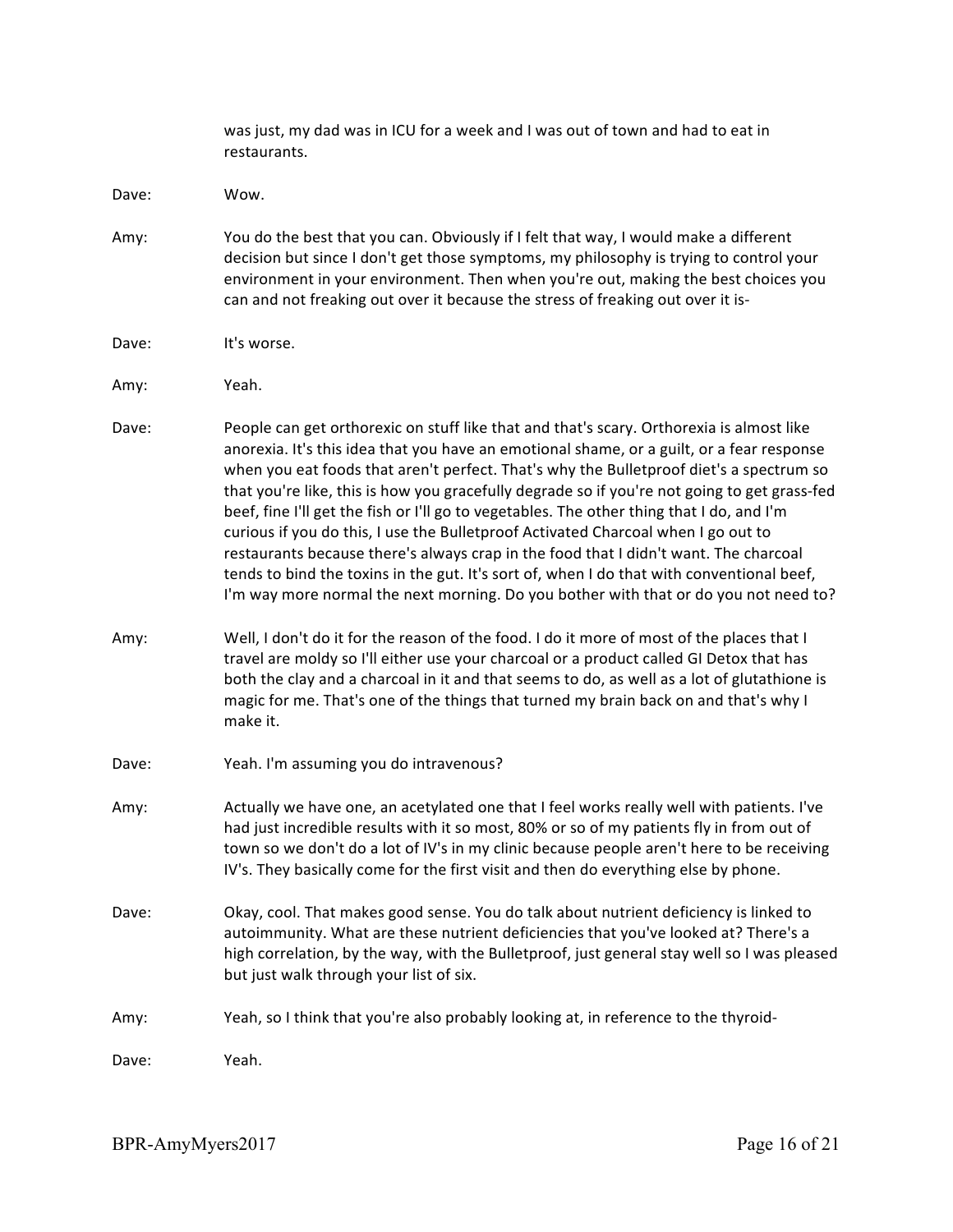was just, my dad was in ICU for a week and I was out of town and had to eat in restaurants.

**Dave:** Wow.

**Amy:** You do the best that you can. Obviously if I felt that way, I would make a different decision but since I don't get those symptoms, my philosophy is trying to control your environment in your environment. Then when you're out, making the best choices you can and not freaking out over it because the stress of freaking out over it is-

**Dave:** It's worse.

**Amy:** Yeah.

**Dave:** People can get orthorexic on stuff like that and that's scary. Orthorexia is almost like anorexia. It's this idea that you have an emotional shame, or a guilt, or a fear response when you eat foods that aren't perfect. That's why the Bulletproof diet's a spectrum so that you're like, this is how you gracefully degrade so if you're not going to get grass-fed beef, fine I'll get the fish or I'll go to vegetables. The other thing that I do, and I'm curious if you do this, I use the Bulletproof Activated Charcoal when I go out to restaurants because there's always crap in the food that I didn't want. The charcoal tends to bind the toxins in the gut. It's sort of, when I do that with conventional beef, I'm way more normal the next morning. Do you bother with that or do you not need to?

**Amy:** Well, I don't do it for the reason of the food. I do it more of most of the places that I travel are moldy so I'll either use your charcoal or a product called GI Detox that has both the clay and a charcoal in it and that seems to do, as well as a lot of glutathione is magic for me. That's one of the things that turned my brain back on and that's why I make it.

**Dave:** Yeah. I'm assuming you do intravenous?

**Amy:** Actually we have one, an acetylated one that I feel works really well with patients. I've had just incredible results with it so most, 80% or so of my patients fly in from out of town so we don't do a lot of IV's in my clinic because people aren't here to be receiving IV's. They basically come for the first visit and then do everything else by phone.

**Dave:** Okay, cool. That makes good sense. You do talk about nutrient deficiency is linked to autoimmunity. What are these nutrient deficiencies that you've looked at? There's a high correlation, by the way, with the Bulletproof, just general stay well so I was pleased but just walk through your list of six.

**Amy:** Yeah, so I think that you're also probably looking at, in reference to the thyroid-

**Dave:** Yeah.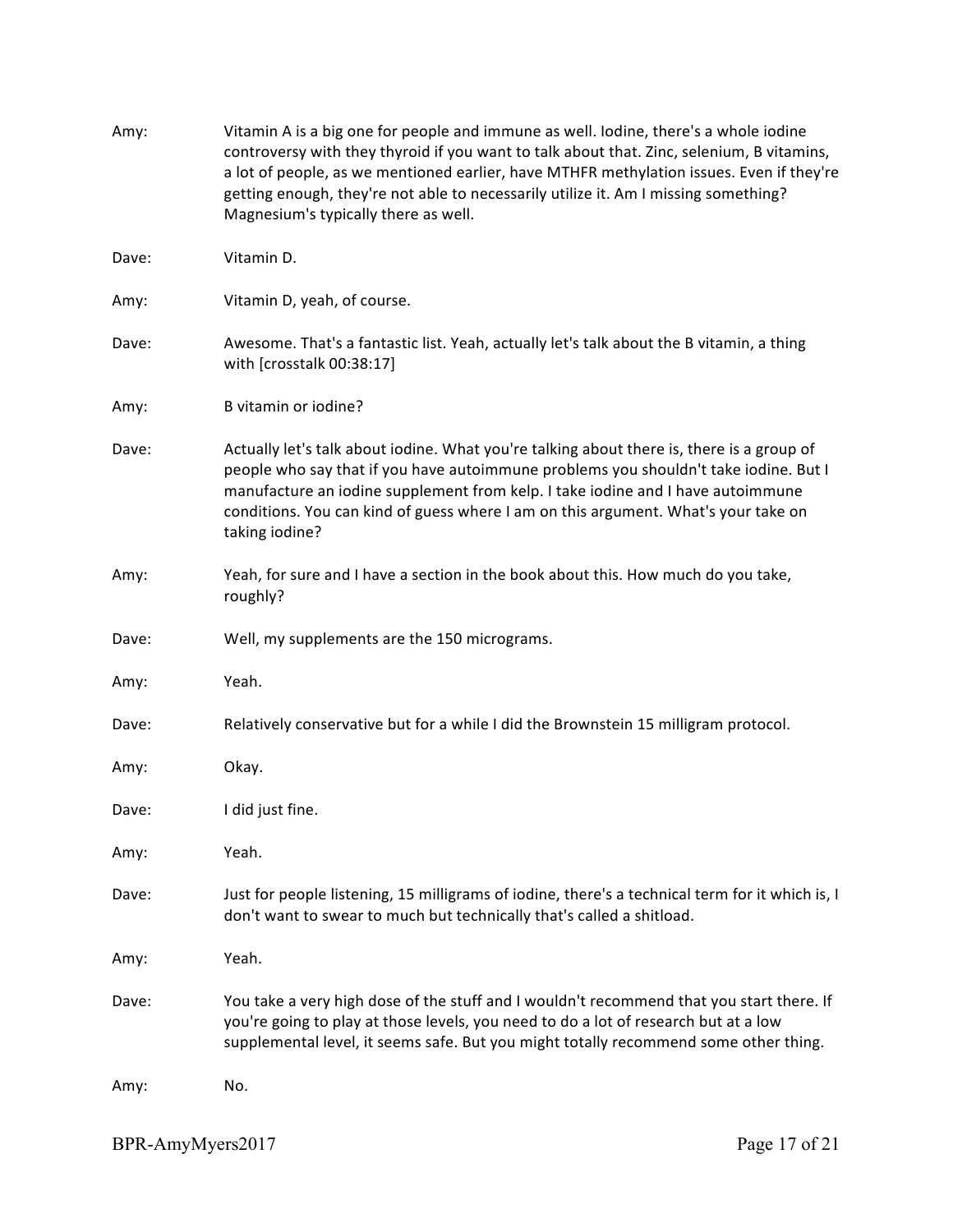**Amy:** Vitamin A is a big one for people and immune as well. Iodine, there's a whole iodine controversy with they thyroid if you want to talk about that. Zinc, selenium, B vitamins, a lot of people, as we mentioned earlier, have MTHFR methylation issues. Even if they're getting enough, they're not able to necessarily utilize it. Am I missing something? Magnesium's typically there as well.

**Dave:** Vitamin D.

**Amy:** Vitamin D, yeah, of course.

**Dave:** Awesome. That's a fantastic list. Yeah, actually let's talk about the B vitamin, a thing with [crosstalk 00:38:17]

**Amy:** B vitamin or iodine?

**Dave:** Actually let's talk about iodine. What you're talking about there is, there is a group of people who say that if you have autoimmune problems you shouldn't take iodine. But I manufacture an iodine supplement from kelp. I take iodine and I have autoimmune conditions. You can kind of guess where I am on this argument. What's your take on taking iodine?

**Amy:** Yeah, for sure and I have a section in the book about this. How much do you take, roughly?

**Dave:** Well, my supplements are the 150 micrograms.

**Amy:** Yeah.

**Dave:** Relatively conservative but for a while I did the Brownstein 15 milligram protocol.

**Amy:** Okay.

**Dave:** I did just fine.

**Amy:** Yeah.

**Dave:** Just for people listening, 15 milligrams of iodine, there's a technical term for it which is, I don't want to swear to much but technically that's called a shitload.

**Amy:** Yeah.

**Dave:** You take a very high dose of the stuff and I wouldn't recommend that you start there. If you're going to play at those levels, you need to do a lot of research but at a low supplemental level, it seems safe. But you might totally recommend some other thing.

**Amy:** No.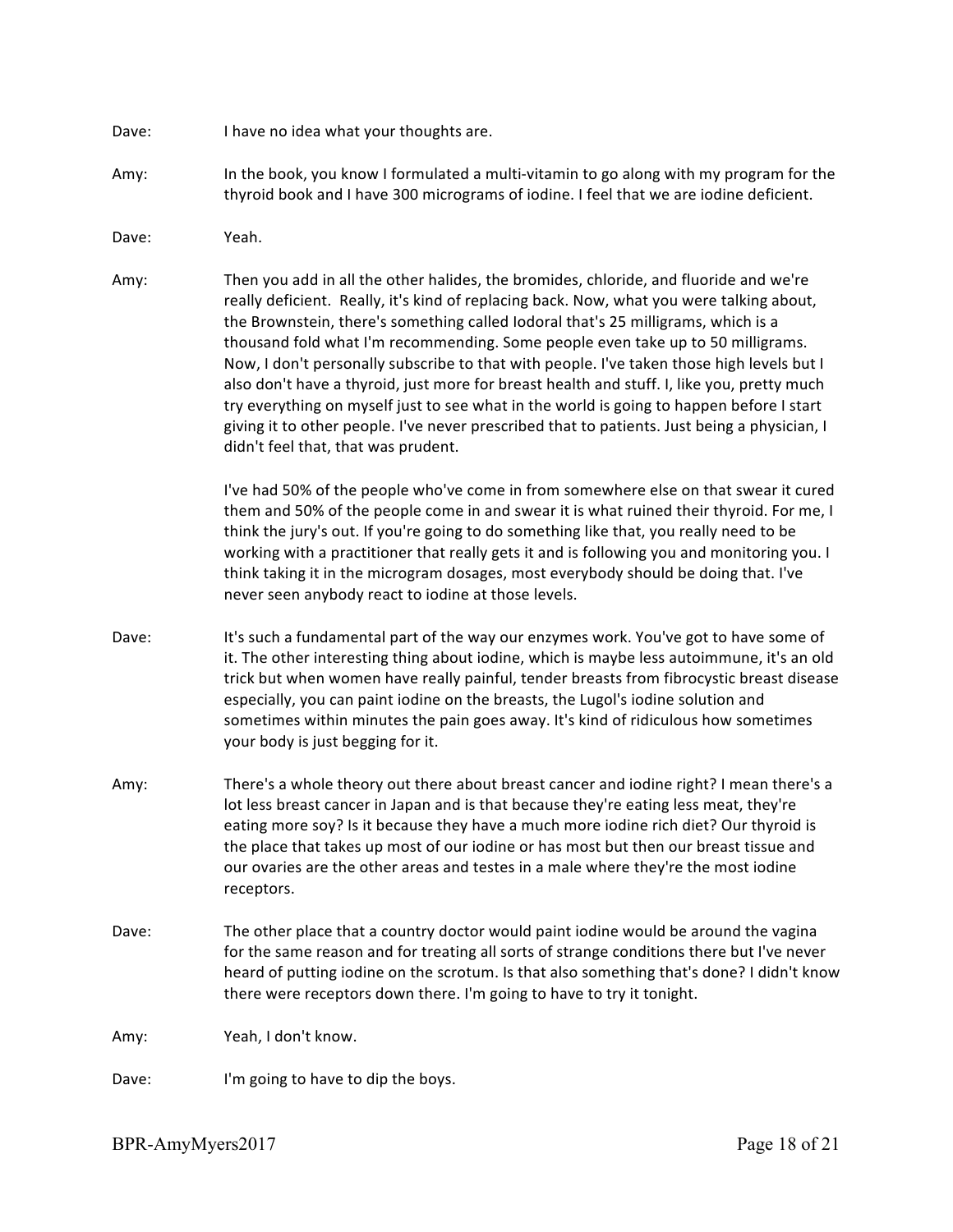Dave: I have no idea what your thoughts are.

Amy: In the book, you know I formulated a multi-vitamin to go along with my program for the thyroid book and I have 300 micrograms of iodine. I feel that we are iodine deficient.

Dave: Yeah.

Amy: Then you add in all the other halides, the bromides, chloride, and fluoride and we're really deficient. Really, it's kind of replacing back. Now, what you were talking about, the Brownstein, there's something called Iodoral that's 25 milligrams, which is a thousand fold what I'm recommending. Some people even take up to 50 milligrams. Now, I don't personally subscribe to that with people. I've taken those high levels but I also don't have a thyroid, just more for breast health and stuff. I, like you, pretty much try everything on myself just to see what in the world is going to happen before I start giving it to other people. I've never prescribed that to patients. Just being a physician, I didn't feel that, that was prudent.

I've had 50% of the people who've come in from somewhere else on that swear it cured them and 50% of the people come in and swear it is what ruined their thyroid. For me, I think the jury's out. If you're going to do something like that, you really need to be working with a practitioner that really gets it and is following you and monitoring you. I think taking it in the microgram dosages, most everybody should be doing that. I've never seen anybody react to iodine at those levels.

Dave: It's such a fundamental part of the way our enzymes work. You've got to have some of it. The other interesting thing about iodine, which is maybe less autoimmune, it's an old trick but when women have really painful, tender breasts from fibrocystic breast disease especially, you can paint iodine on the breasts, the Lugol's iodine solution and sometimes within minutes the pain goes away. It's kind of ridiculous how sometimes your body is just begging for it.

Amy: There's a whole theory out there about breast cancer and iodine right? I mean there's a lot less breast cancer in Japan and is that because they're eating less meat, they're eating more soy? Is it because they have a much more iodine rich diet? Our thyroid is the place that takes up most of our iodine or has most but then our breast tissue and our ovaries are the other areas and testes in a male where they're the most iodine receptors.

Dave: The other place that a country doctor would paint iodine would be around the vagina for the same reason and for treating all sorts of strange conditions there but I've never heard of putting iodine on the scrotum. Is that also something that's done? I didn't know there were receptors down there. I'm going to have to try it tonight.

Amy: Yeah, I don't know.

Dave: I'm going to have to dip the boys.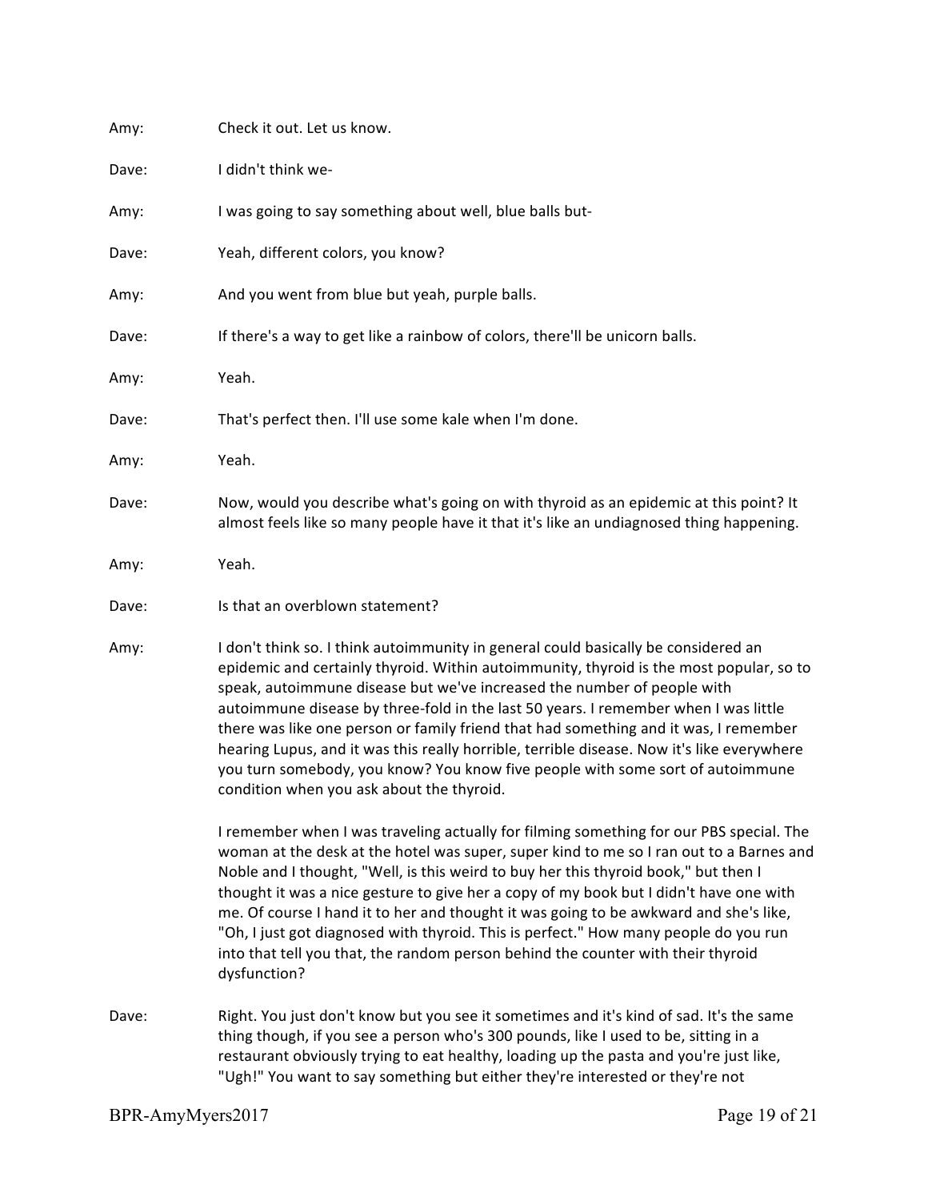Amy: Check it out. Let us know.

Dave: I didn't think we-

Amy: I was going to say something about well, blue balls but-

Dave: Yeah, different colors, you know?

Amy: And you went from blue but yeah, purple balls.

Dave: If there's a way to get like a rainbow of colors, there'll be unicorn balls.

Amy: Yeah.

Dave: That's perfect then. I'll use some kale when I'm done.

Amy: Yeah.

Dave: Now, would you describe what's going on with thyroid as an epidemic at this point? It almost feels like so many people have it that it's like an undiagnosed thing happening.

Amy: Yeah.

Dave: Is that an overblown statement?

Amy: I don't think so. I think autoimmunity in general could basically be considered an epidemic and certainly thyroid. Within autoimmunity, thyroid is the most popular, so to speak, autoimmune disease but we've increased the number of people with autoimmune disease by three-fold in the last 50 years. I remember when I was little there was like one person or family friend that had something and it was, I remember hearing Lupus, and it was this really horrible, terrible disease. Now it's like everywhere you turn somebody, you know? You know five people with some sort of autoimmune condition when you ask about the thyroid.

I remember when I was traveling actually for filming something for our PBS special. The woman at the desk at the hotel was super, super kind to me so I ran out to a Barnes and Noble and I thought, "Well, is this weird to buy her this thyroid book," but then I thought it was a nice gesture to give her a copy of my book but I didn't have one with me. Of course I hand it to her and thought it was going to be awkward and she's like, "Oh, I just got diagnosed with thyroid. This is perfect." How many people do you run into that tell you that, the random person behind the counter with their thyroid dysfunction?

Dave: Right. You just don't know but you see it sometimes and it's kind of sad. It's the same thing though, if you see a person who's 300 pounds, like I used to be, sitting in a restaurant obviously trying to eat healthy, loading up the pasta and you're just like, "Ugh!" You want to say something but either they're interested or they're not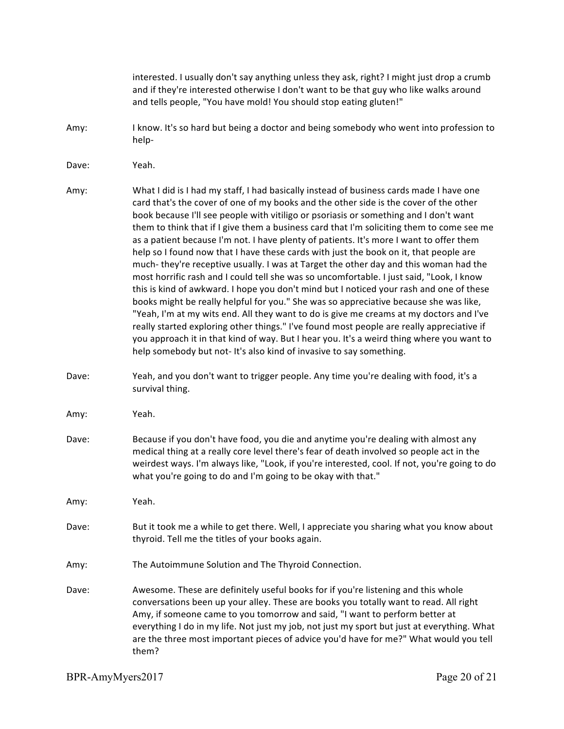interested. I usually don't say anything unless they ask, right? I might just drop a crumb and if they're interested otherwise I don't want to be that guy who like walks around and tells people, "You have mold! You should stop eating gluten!"

Amy: I know. It's so hard but being a doctor and being somebody who went into profession to help-

Dave: Yeah.

Amy: What I did is I had my staff, I had basically instead of business cards made I have one card that's the cover of one of my books and the other side is the cover of the other book because I'll see people with vitiligo or psoriasis or something and I don't want them to think that if I give them a business card that I'm soliciting them to come see me as a patient because I'm not. I have plenty of patients. It's more I want to offer them help so I found now that I have these cards with just the book on it, that people are much- they're receptive usually. I was at Target the other day and this woman had the most horrific rash and I could tell she was so uncomfortable. I just said, "Look, I know this is kind of awkward. I hope you don't mind but I noticed your rash and one of these books might be really helpful for you." She was so appreciative because she was like, "Yeah, I'm at my wits end. All they want to do is give me creams at my doctors and I've really started exploring other things." I've found most people are really appreciative if you approach it in that kind of way. But I hear you. It's a weird thing where you want to help somebody but not- It's also kind of invasive to say something.

Dave: Yeah, and you don't want to trigger people. Any time you're dealing with food, it's a survival thing.

Amy: Yeah.

Dave: Because if you don't have food, you die and anytime you're dealing with almost any medical thing at a really core level there's fear of death involved so people act in the weirdest ways. I'm always like, "Look, if you're interested, cool. If not, you're going to do what you're going to do and I'm going to be okay with that."

Amy: Yeah.

Dave: But it took me a while to get there. Well, I appreciate you sharing what you know about thyroid. Tell me the titles of your books again.

Amy: The Autoimmune Solution and The Thyroid Connection.

Dave: Awesome. These are definitely useful books for if you're listening and this whole conversations been up your alley. These are books you totally want to read. All right Amy, if someone came to you tomorrow and said, "I want to perform better at everything I do in my life. Not just my job, not just my sport but just at everything. What are the three most important pieces of advice you'd have for me?" What would you tell them?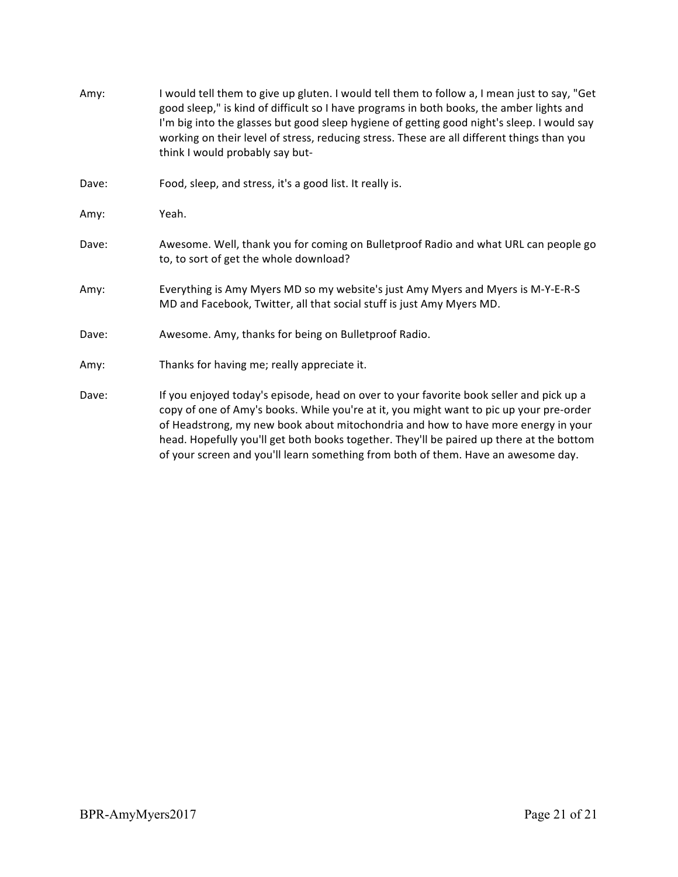Amy: I would tell them to give up gluten. I would tell them to follow a, I mean just to say, "Get good sleep," is kind of difficult so I have programs in both books, the amber lights and I'm big into the glasses but good sleep hygiene of getting good night's sleep. I would say working on their level of stress, reducing stress. These are all different things than you think I would probably say but-

Dave: Food, sleep, and stress, it's a good list. It really is.

Amy: Yeah.

Dave: Awesome. Well, thank you for coming on Bulletproof Radio and what URL can people go to, to sort of get the whole download?

Amy: Everything is Amy Myers MD so my website's just Amy Myers and Myers is M-Y-E-R-S MD and Facebook, Twitter, all that social stuff is just Amy Myers MD.

Dave: Awesome. Amy, thanks for being on Bulletproof Radio.

Amy: Thanks for having me; really appreciate it.

Dave: If you enjoyed today's episode, head on over to your favorite book seller and pick up a copy of one of Amy's books. While you're at it, you might want to pic up your pre-order of Headstrong, my new book about mitochondria and how to have more energy in your head. Hopefully you'll get both books together. They'll be paired up there at the bottom of your screen and you'll learn something from both of them. Have an awesome day.